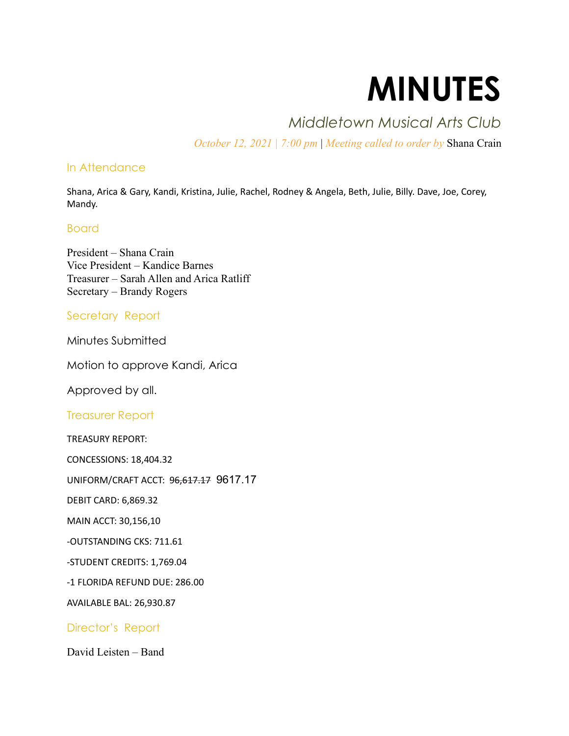# MINUTES

## *Middletown Musical Arts Club*

*October 12, 2021 | 7:00 pm | Meeting called to order by* Shana Crain

### In Attendance

Shana, Arica & Gary, Kandi, Kristina, Julie, Rachel, Rodney & Angela, Beth, Julie, Billy. Dave, Joe, Corey, Mandy.

### Board

President – Shana Crain
Vice President – Kandice Barnes
Treasurer – Sarah Allen and Arica Ratliff
Secretary – Brandy Rogers

### Secretary Report

Minutes Submitted

Motion to approve Kandi, Arica

Approved by all.

### Treasurer Report

TREASURY REPORT:

CONCESSIONS: 18,404.32

UNIFORM/CRAFT ACCT: ~~96,617.17~~ 9617.17

DEBIT CARD: 6,869.32

MAIN ACCT: 30,156,10

-OUTSTANDING CKS: 711.61

-STUDENT CREDITS: 1,769.04

-1 FLORIDA REFUND DUE: 286.00

AVAILABLE BAL: 26,930.87

### Director's Report

David Leisten – Band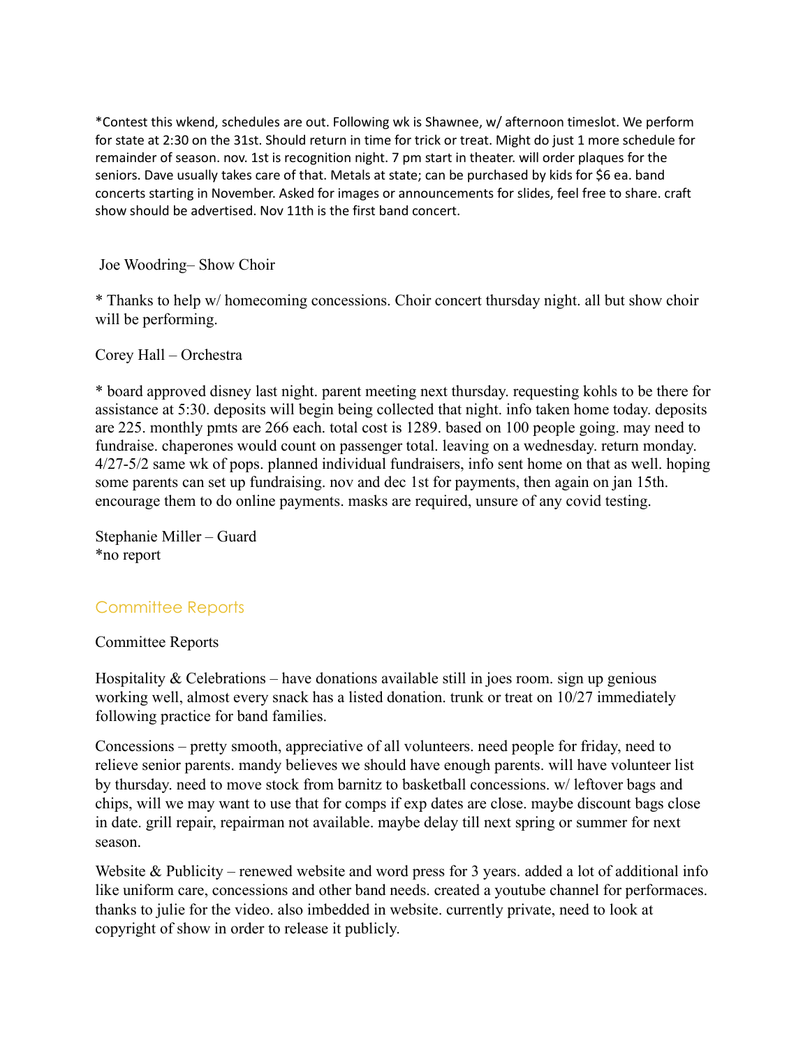*Contest this wkend, schedules are out. Following wk is Shawnee, w/ afternoon timeslot. We perform for state at 2:30 on the 31st. Should return in time for trick or treat. Might do just 1 more schedule for remainder of season. nov. 1st is recognition night. 7 pm start in theater. will order plaques for the seniors. Dave usually takes care of that. Metals at state; can be purchased by kids for $6 ea. band concerts starting in November. Asked for images or announcements for slides, feel free to share. craft show should be advertised. Nov 11th is the first band concert.

Joe Woodring– Show Choir

* Thanks to help w/ homecoming concessions. Choir concert thursday night. all but show choir will be performing.

Corey Hall – Orchestra

* board approved disney last night. parent meeting next thursday. requesting kohls to be there for assistance at 5:30. deposits will begin being collected that night. info taken home today. deposits are 225. monthly pmts are 266 each. total cost is 1289. based on 100 people going. may need to fundraise. chaperones would count on passenger total. leaving on a wednesday. return monday. 4/27-5/2 same wk of pops. planned individual fundraisers, info sent home on that as well. hoping some parents can set up fundraising. nov and dec 1st for payments, then again on jan 15th. encourage them to do online payments. masks are required, unsure of any covid testing.

Stephanie Miller – Guard
*no report

## Committee Reports

Committee Reports

Hospitality & Celebrations – have donations available still in joes room. sign up genious working well, almost every snack has a listed donation. trunk or treat on 10/27 immediately following practice for band families.

Concessions – pretty smooth, appreciative of all volunteers. need people for friday, need to relieve senior parents. mandy believes we should have enough parents. will have volunteer list by thursday. need to move stock from barnitz to basketball concessions. w/ leftover bags and chips, will we may want to use that for comps if exp dates are close. maybe discount bags close in date. grill repair, repairman not available. maybe delay till next spring or summer for next season.

Website & Publicity – renewed website and word press for 3 years. added a lot of additional info like uniform care, concessions and other band needs. created a youtube channel for performaces. thanks to julie for the video. also imbedded in website. currently private, need to look at copyright of show in order to release it publicly.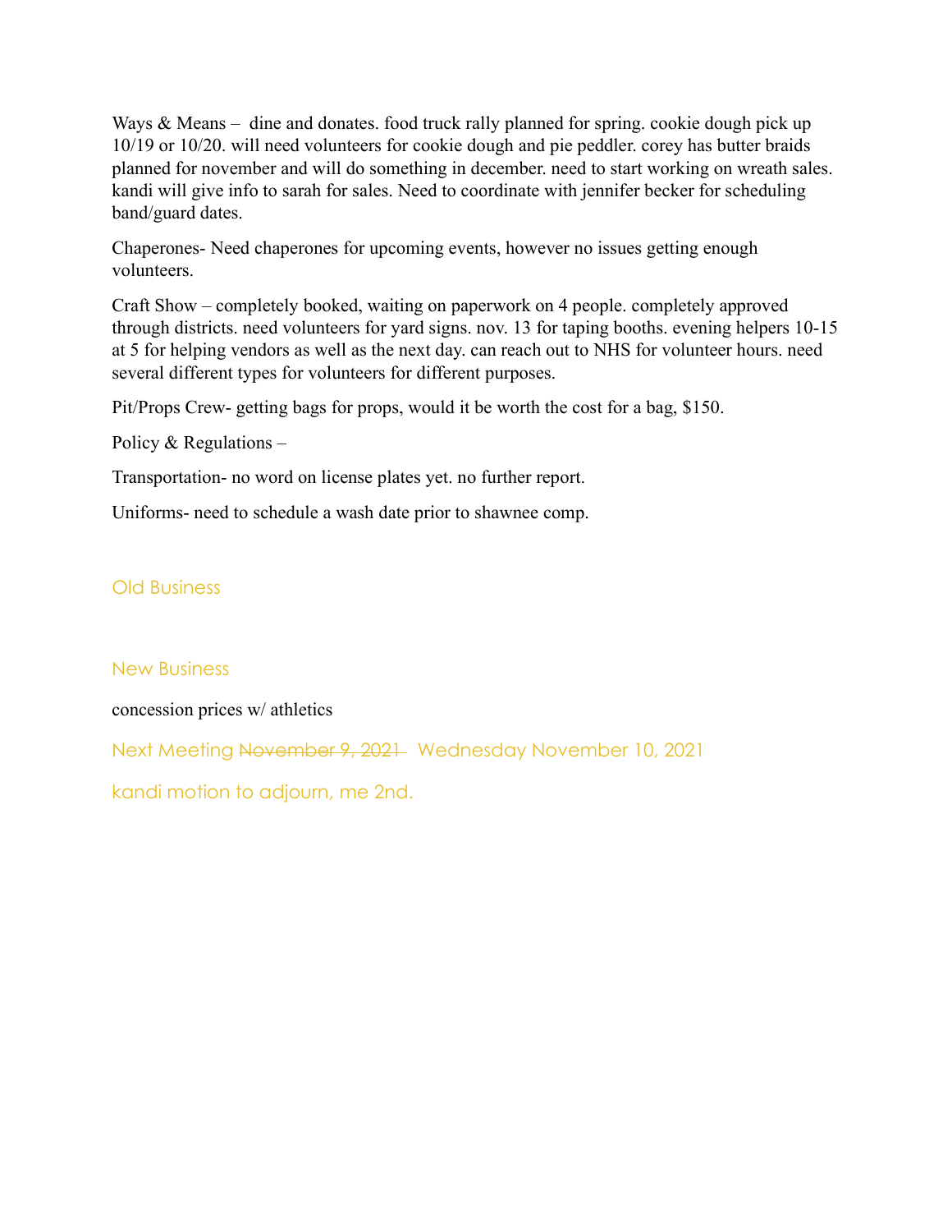Ways & Means – dine and donates. food truck rally planned for spring. cookie dough pick up 10/19 or 10/20. will need volunteers for cookie dough and pie peddler. corey has butter braids planned for november and will do something in december. need to start working on wreath sales. kandi will give info to sarah for sales. Need to coordinate with jennifer becker for scheduling band/guard dates.

Chaperones- Need chaperones for upcoming events, however no issues getting enough volunteers.

Craft Show – completely booked, waiting on paperwork on 4 people. completely approved through districts. need volunteers for yard signs. nov. 13 for taping booths. evening helpers 10-15 at 5 for helping vendors as well as the next day. can reach out to NHS for volunteer hours. need several different types for volunteers for different purposes.

Pit/Props Crew- getting bags for props, would it be worth the cost for a bag, $150.

Policy & Regulations –

Transportation- no word on license plates yet. no further report.

Uniforms- need to schedule a wash date prior to shawnee comp.

## Old Business

## New Business

concession prices w/ athletics

## Next Meeting ~~November 9, 2021~~ Wednesday November 10, 2021

kandi motion to adjourn, me 2nd.